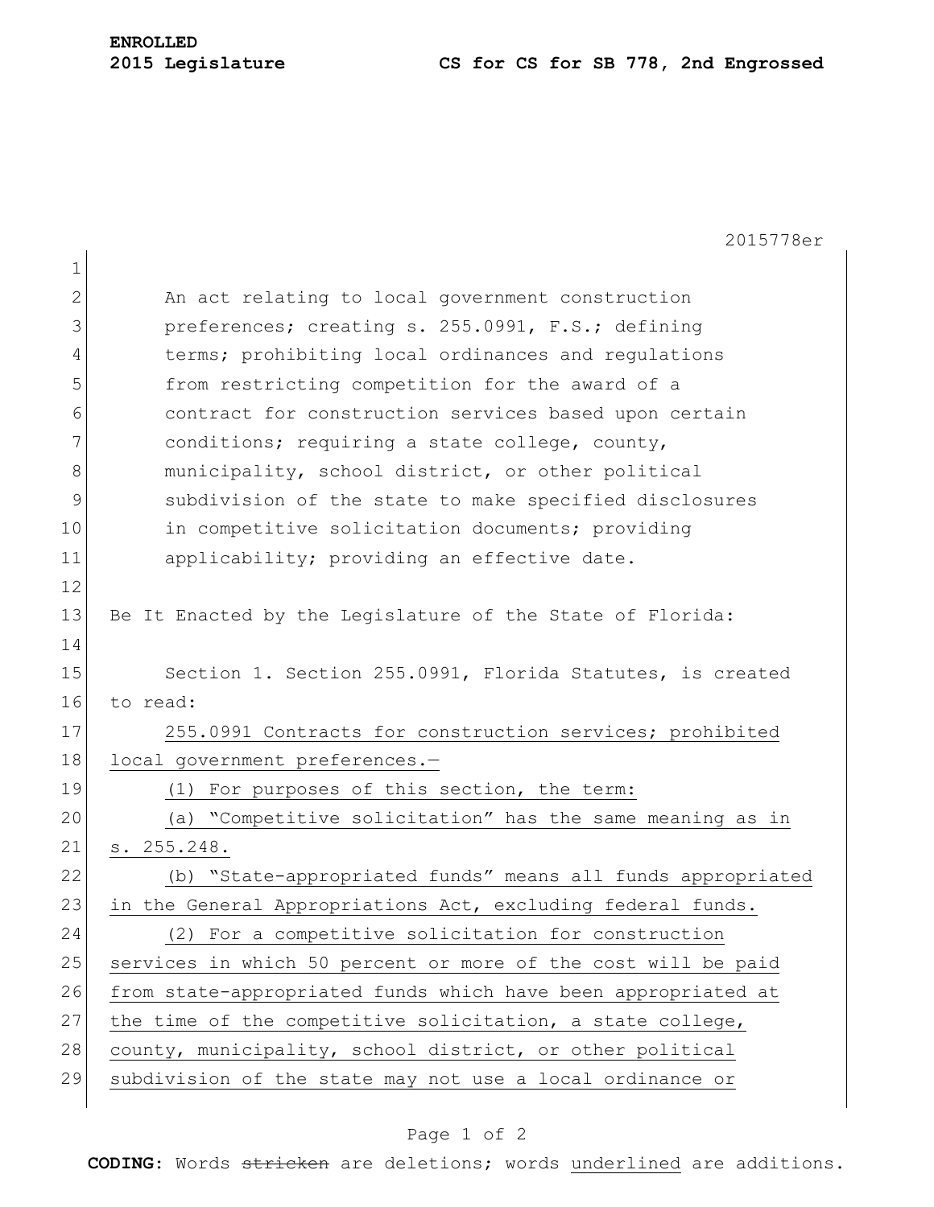**ENROLLED**

**2015 Legislature** **CS for CS for SB 778, 2nd Engrossed**

2015778er

An act relating to local government construction preferences; creating s. 255.0991, F.S.; defining terms; prohibiting local ordinances and regulations from restricting competition for the award of a contract for construction services based upon certain conditions; requiring a state college, county, municipality, school district, or other political subdivision of the state to make specified disclosures in competitive solicitation documents; providing applicability; providing an effective date.

Be It Enacted by the Legislature of the State of Florida:

Section 1. Section 255.0991, Florida Statutes, is created to read:

255.0991 Contracts for construction services; prohibited local government preferences.—

(1) For purposes of this section, the term:

(a) "Competitive solicitation" has the same meaning as in s. 255.248.

(b) "State-appropriated funds" means all funds appropriated in the General Appropriations Act, excluding federal funds.

(2) For a competitive solicitation for construction services in which 50 percent or more of the cost will be paid from state-appropriated funds which have been appropriated at the time of the competitive solicitation, a state college, county, municipality, school district, or other political subdivision of the state may not use a local ordinance or

**CODING:** Words ~~stricken~~ are deletions; words underlined are additions.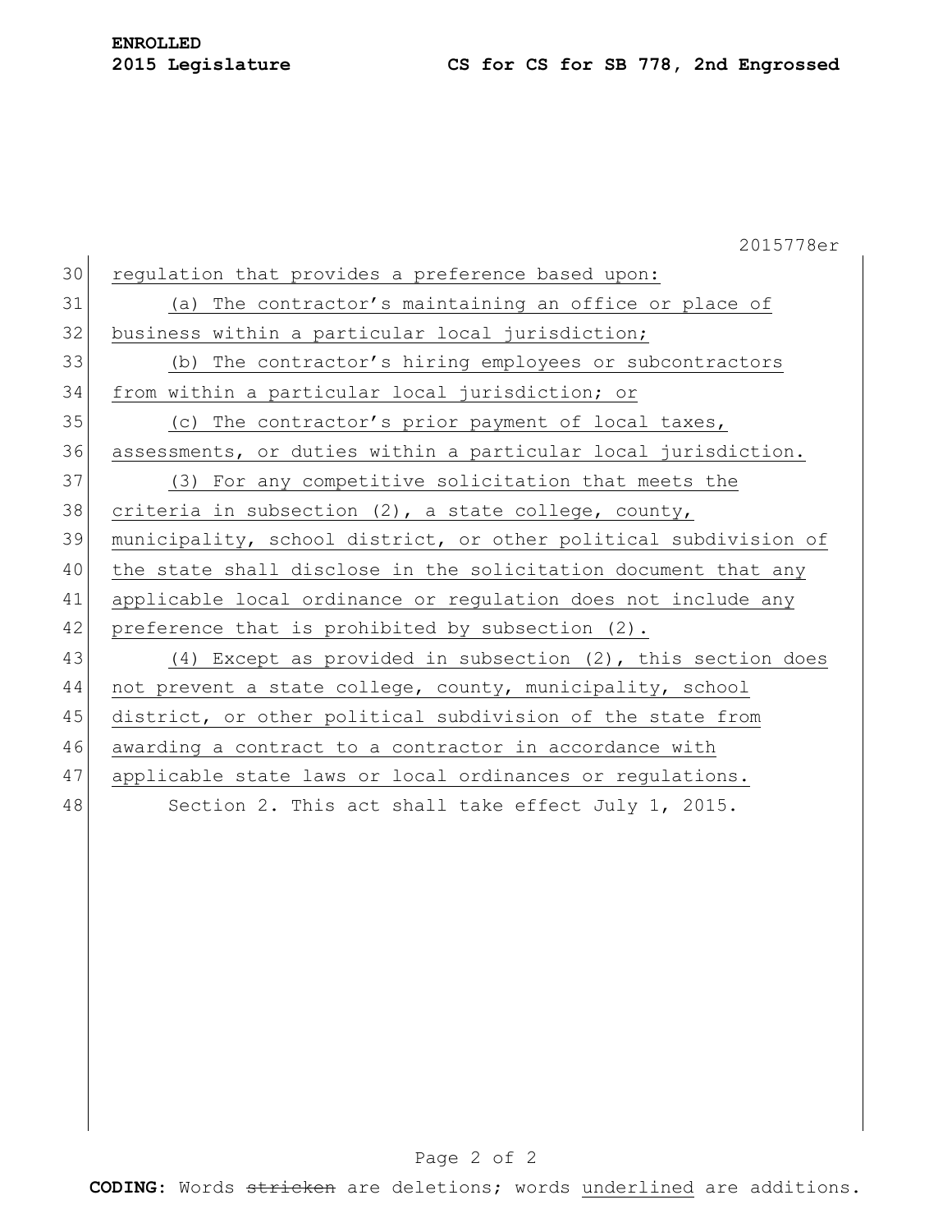regulation that provides a preference based upon:

(a) The contractor’s maintaining an office or place of business within a particular local jurisdiction;

(b) The contractor’s hiring employees or subcontractors from within a particular local jurisdiction; or

(c) The contractor’s prior payment of local taxes, assessments, or duties within a particular local jurisdiction.

(3) For any competitive solicitation that meets the criteria in subsection (2), a state college, county, municipality, school district, or other political subdivision of the state shall disclose in the solicitation document that any applicable local ordinance or regulation does not include any preference that is prohibited by subsection (2).

(4) Except as provided in subsection (2), this section does not prevent a state college, county, municipality, school district, or other political subdivision of the state from awarding a contract to a contractor in accordance with applicable state laws or local ordinances or regulations.

Section 2. This act shall take effect July 1, 2015.